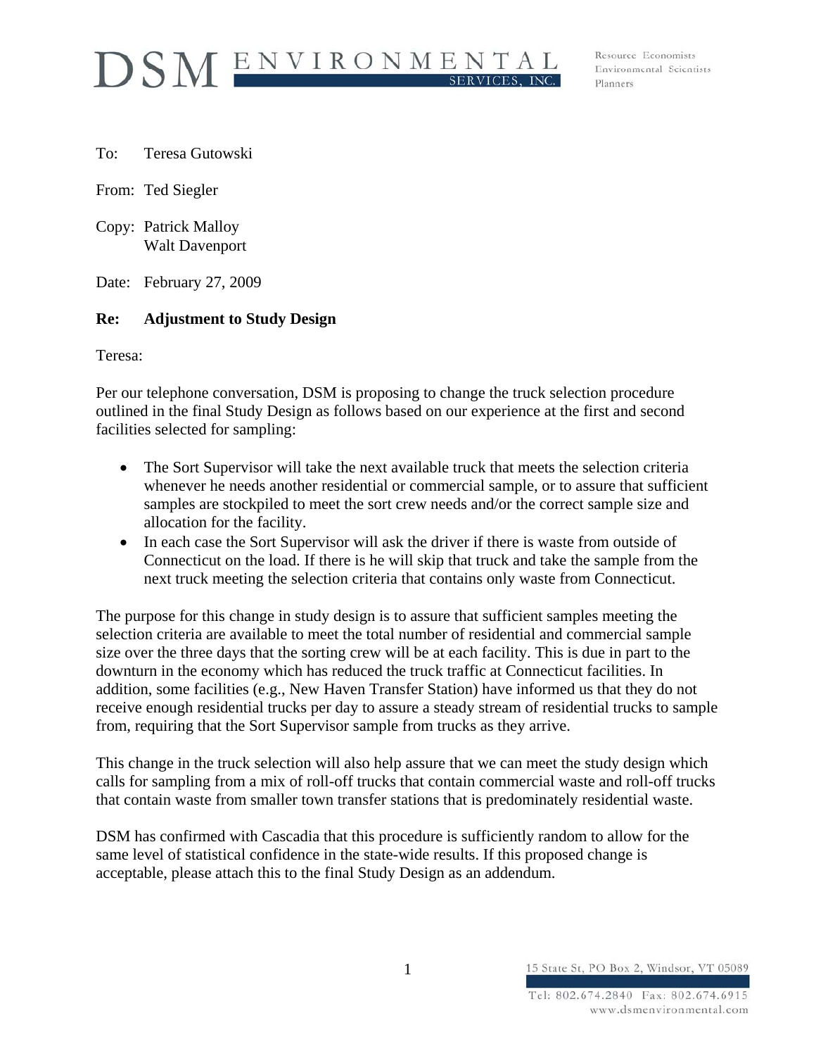DSM ENVIRONMENTAL SERVICES, INC.

Resource Economists
Environmental Scientists
Planners

To: Teresa Gutowski

From: Ted Siegler

Copy: Patrick Malloy
Walt Davenport

Date: February 27, 2009

**Re: Adjustment to Study Design**

Teresa:

Per our telephone conversation, DSM is proposing to change the truck selection procedure outlined in the final Study Design as follows based on our experience at the first and second facilities selected for sampling:

- The Sort Supervisor will take the next available truck that meets the selection criteria whenever he needs another residential or commercial sample, or to assure that sufficient samples are stockpiled to meet the sort crew needs and/or the correct sample size and allocation for the facility.
- In each case the Sort Supervisor will ask the driver if there is waste from outside of Connecticut on the load. If there is he will skip that truck and take the sample from the next truck meeting the selection criteria that contains only waste from Connecticut.

The purpose for this change in study design is to assure that sufficient samples meeting the selection criteria are available to meet the total number of residential and commercial sample size over the three days that the sorting crew will be at each facility. This is due in part to the downturn in the economy which has reduced the truck traffic at Connecticut facilities. In addition, some facilities (e.g., New Haven Transfer Station) have informed us that they do not receive enough residential trucks per day to assure a steady stream of residential trucks to sample from, requiring that the Sort Supervisor sample from trucks as they arrive.

This change in the truck selection will also help assure that we can meet the study design which calls for sampling from a mix of roll-off trucks that contain commercial waste and roll-off trucks that contain waste from smaller town transfer stations that is predominately residential waste.

DSM has confirmed with Cascadia that this procedure is sufficiently random to allow for the same level of statistical confidence in the state-wide results. If this proposed change is acceptable, please attach this to the final Study Design as an addendum.

15 State St, PO Box 2, Windsor, VT 05089
Tel: 802.674.2840 Fax: 802.674.6915
www.dsmenvironmental.com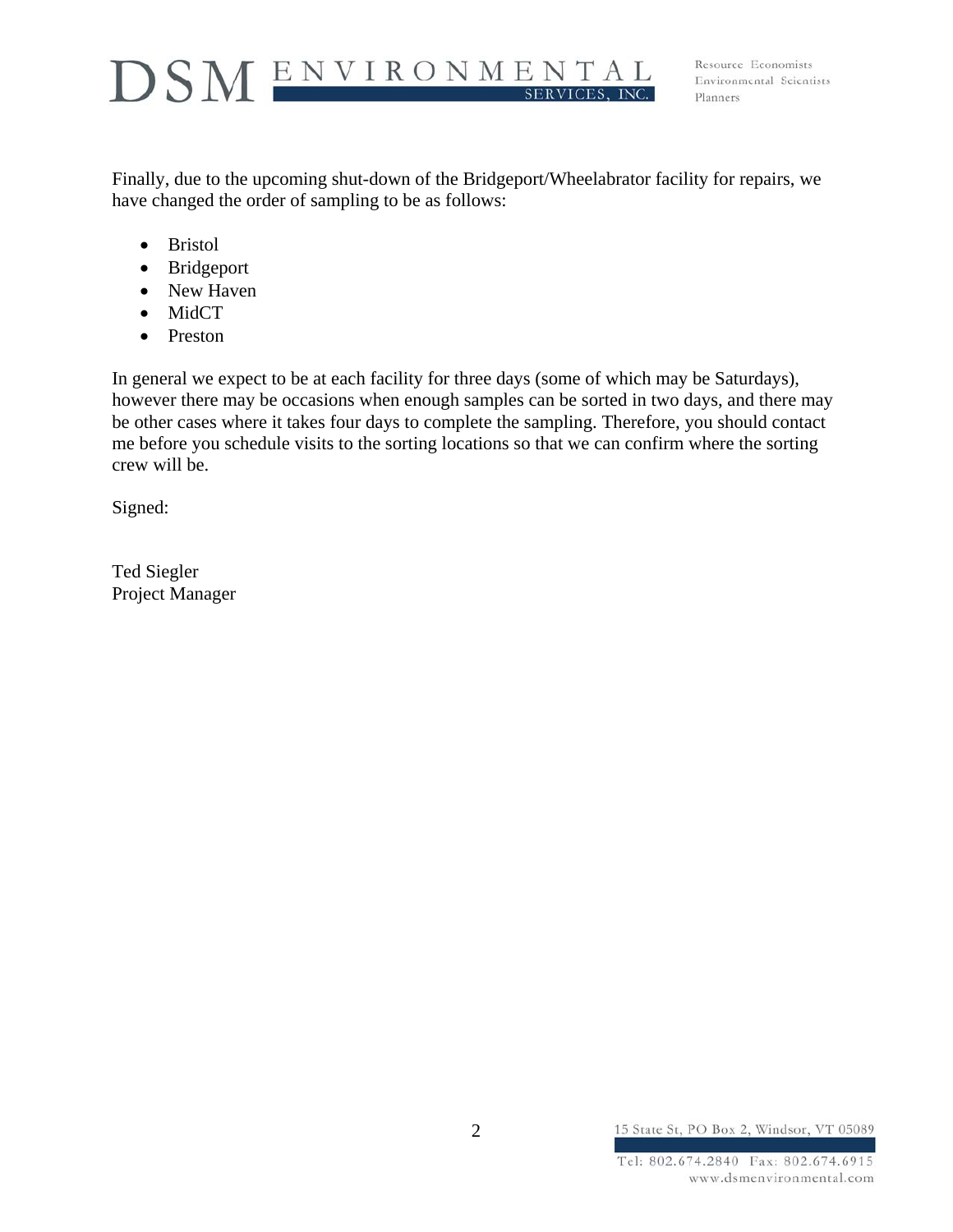Finally, due to the upcoming shut-down of the Bridgeport/Wheelabrator facility for repairs, we have changed the order of sampling to be as follows:

- Bristol
- Bridgeport
- New Haven
- MidCT
- Preston

In general we expect to be at each facility for three days (some of which may be Saturdays), however there may be occasions when enough samples can be sorted in two days, and there may be other cases where it takes four days to complete the sampling. Therefore, you should contact me before you schedule visits to the sorting locations so that we can confirm where the sorting crew will be.

Signed:

Ted Siegler
Project Manager